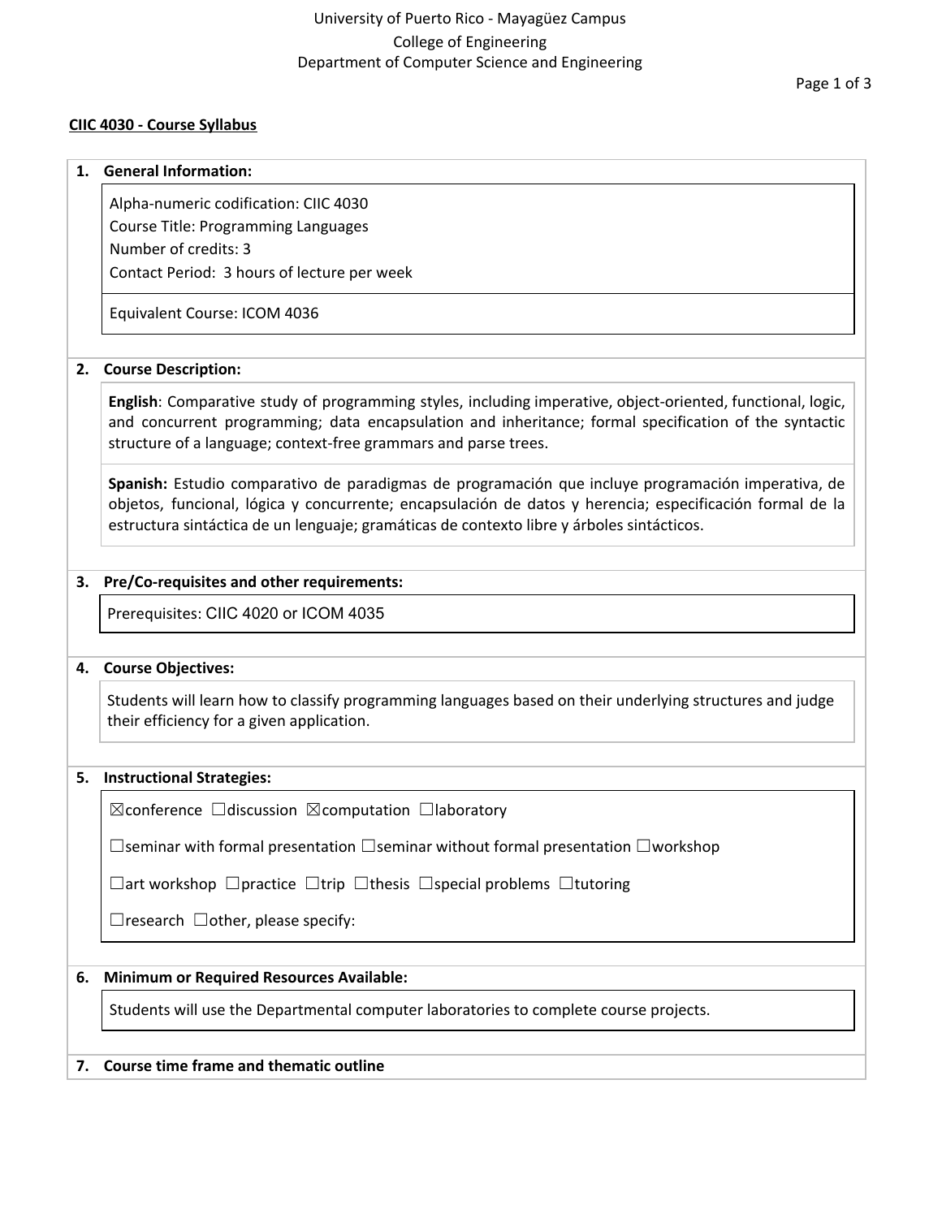University of Puerto Rico - Mayagüez Campus
College of Engineering
Department of Computer Science and Engineering

**CIIC 4030 - Course Syllabus**

## 1. General Information:

Alpha-numeric codification: CIIC 4030
Course Title: Programming Languages
Number of credits: 3
Contact Period: 3 hours of lecture per week

Equivalent Course: ICOM 4036

## 2. Course Description:

**English**: Comparative study of programming styles, including imperative, object-oriented, functional, logic, and concurrent programming; data encapsulation and inheritance; formal specification of the syntactic structure of a language; context-free grammars and parse trees.

**Spanish:** Estudio comparativo de paradigmas de programación que incluye programación imperativa, de objetos, funcional, lógica y concurrente; encapsulación de datos y herencia; especificación formal de la estructura sintáctica de un lenguaje; gramáticas de contexto libre y árboles sintácticos.

## 3. Pre/Co-requisites and other requirements:

Prerequisites: CIIC 4020 or ICOM 4035

## 4. Course Objectives:

Students will learn how to classify programming languages based on their underlying structures and judge their efficiency for a given application.

## 5. Instructional Strategies:

☒conference ☐discussion ☒computation ☐laboratory

☐seminar with formal presentation ☐seminar without formal presentation ☐workshop

☐art workshop ☐practice ☐trip ☐thesis ☐special problems ☐tutoring

☐research ☐other, please specify:

## 6. Minimum or Required Resources Available:

Students will use the Departmental computer laboratories to complete course projects.

## 7. Course time frame and thematic outline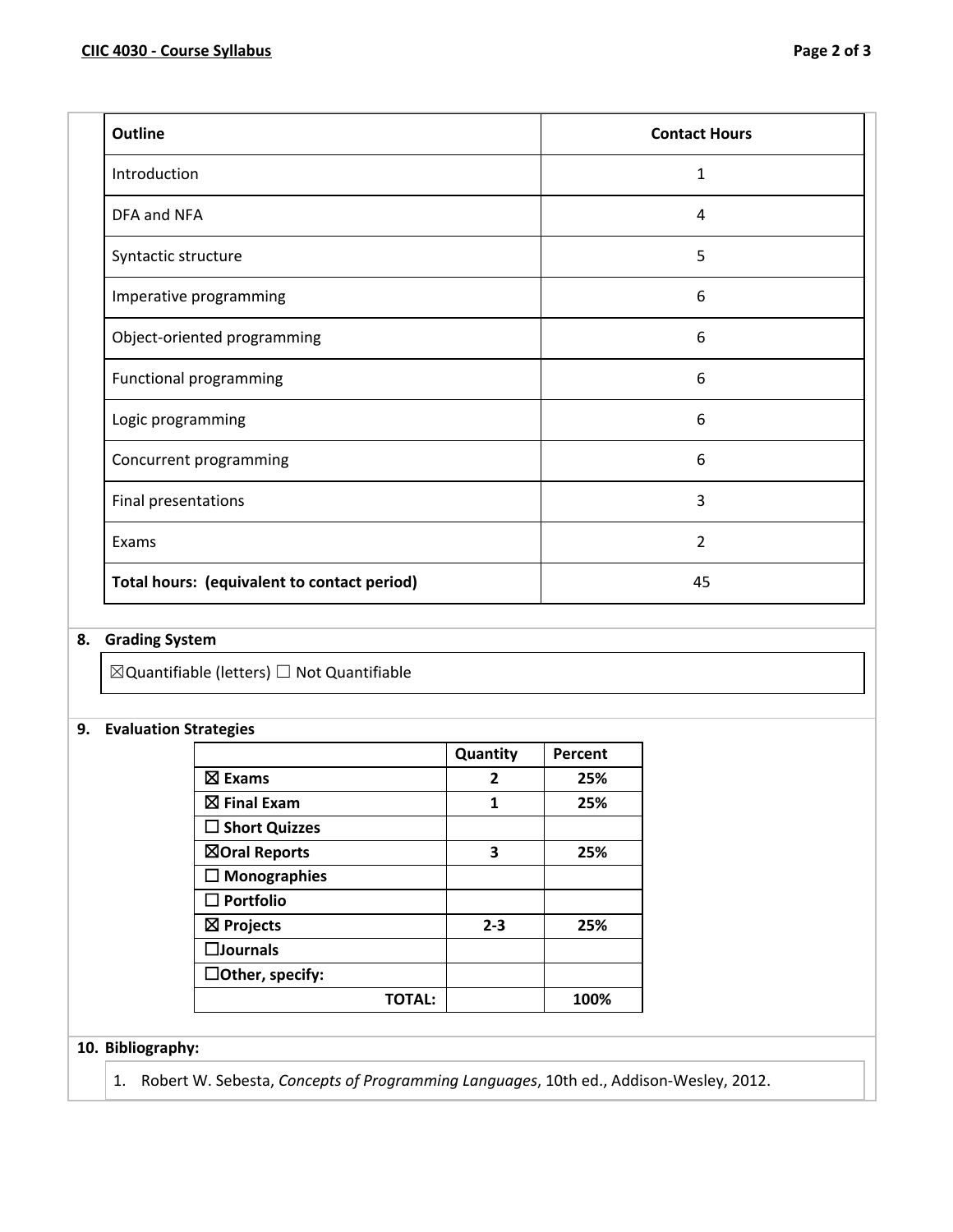| Outline | Contact Hours |
|---|---|
| Introduction | 1 |
| DFA and NFA | 4 |
| Syntactic structure | 5 |
| Imperative programming | 6 |
| Object-oriented programming | 6 |
| Functional programming | 6 |
| Logic programming | 6 |
| Concurrent programming | 6 |
| Final presentations | 3 |
| Exams | 2 |
| **Total hours: (equivalent to contact period)** | 45 |

## 8. Grading System

☒Quantifiable (letters) ☐ Not Quantifiable

## 9. Evaluation Strategies

| | Quantity | Percent |
|---|---|---|
| ☒ **Exams** | **2** | **25%** |
| ☒ **Final Exam** | **1** | **25%** |
| ☐ **Short Quizzes** | | |
| ☒**Oral Reports** | **3** | **25%** |
| ☐ **Monographies** | | |
| ☐ **Portfolio** | | |
| ☒ **Projects** | **2-3** | **25%** |
| ☐**Journals** | | |
| ☐**Other, specify:** | | |
| **TOTAL:** | | **100%** |

## 10. Bibliography:

1. Robert W. Sebesta, *Concepts of Programming Languages*, 10th ed., Addison-Wesley, 2012.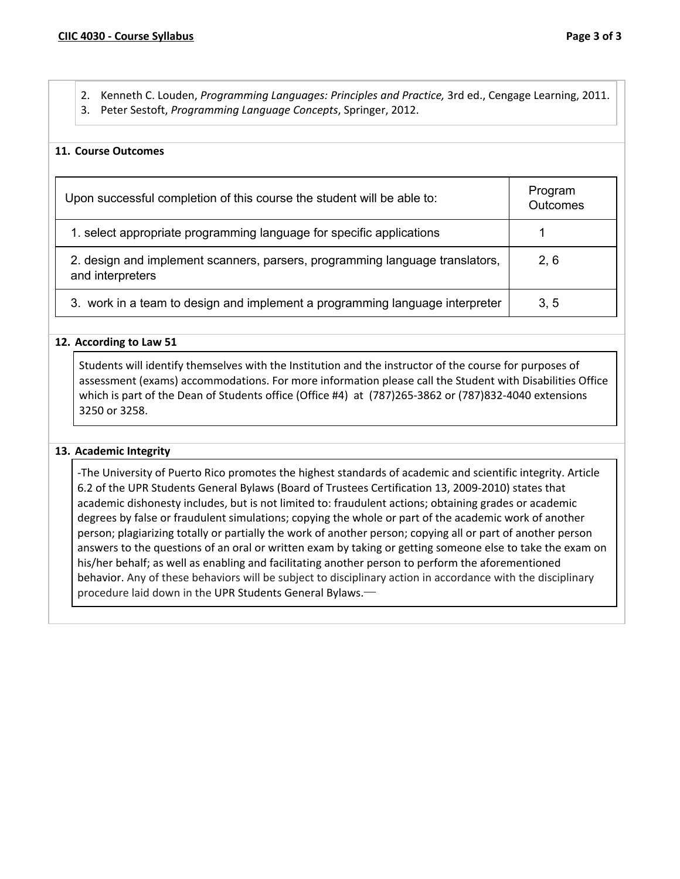2. Kenneth C. Louden, *Programming Languages: Principles and Practice,* 3rd ed., Cengage Learning, 2011.
3. Peter Sestoft, *Programming Language Concepts*, Springer, 2012.

**11. Course Outcomes**

| Upon successful completion of this course the student will be able to: | Program Outcomes |
|---|---|
| 1. select appropriate programming language for specific applications | 1 |
| 2. design and implement scanners, parsers, programming language translators, and interpreters | 2, 6 |
| 3. work in a team to design and implement a programming language interpreter | 3, 5 |

**12. According to Law 51**

Students will identify themselves with the Institution and the instructor of the course for purposes of assessment (exams) accommodations. For more information please call the Student with Disabilities Office which is part of the Dean of Students office (Office #4) at (787)265-3862 or (787)832-4040 extensions 3250 or 3258.

**13. Academic Integrity**

-The University of Puerto Rico promotes the highest standards of academic and scientific integrity. Article 6.2 of the UPR Students General Bylaws (Board of Trustees Certification 13, 2009-2010) states that academic dishonesty includes, but is not limited to: fraudulent actions; obtaining grades or academic degrees by false or fraudulent simulations; copying the whole or part of the academic work of another person; plagiarizing totally or partially the work of another person; copying all or part of another person answers to the questions of an oral or written exam by taking or getting someone else to take the exam on his/her behalf; as well as enabling and facilitating another person to perform the aforementioned behavior. Any of these behaviors will be subject to disciplinary action in accordance with the disciplinary procedure laid down in the UPR Students General Bylaws.—